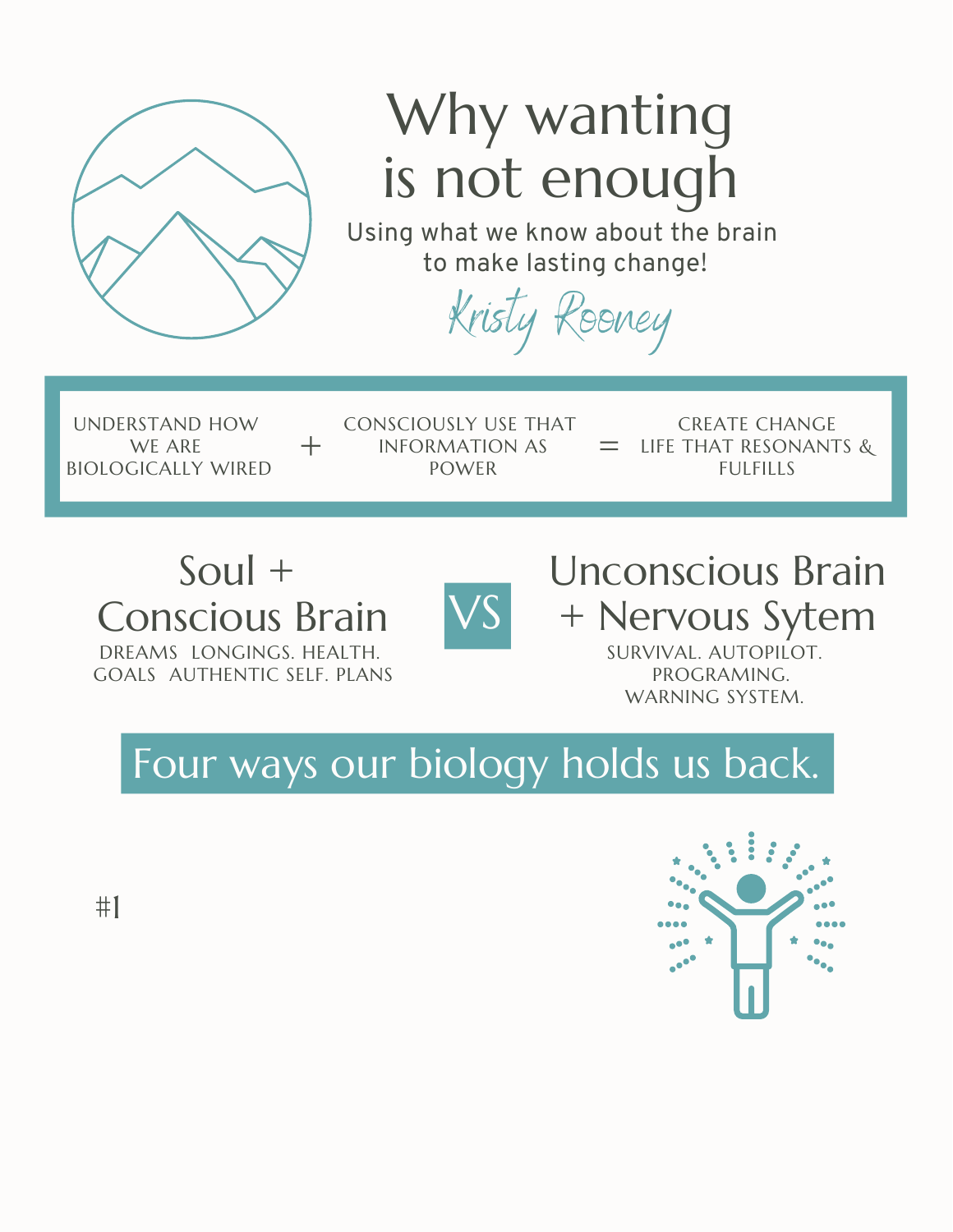# Why wanting is not enough

Using what we know about the brain to make lasting change!

*Kristy Rooney*

| UNDERSTAND HOW WE ARE BIOLOGICALLY WIRED | + | CONSCIOUSLY USE THAT INFORMATION AS POWER | = | CREATE CHANGE LIFE THAT RESONANTS & FULFILLS |
|---|---|---|---|---|

## Soul + Conscious Brain

DREAMS LONGINGS. HEALTH. GOALS AUTHENTIC SELF. PLANS

## VS

## Unconscious Brain + Nervous Sytem

SURVIVAL. AUTOPILOT. PROGRAMING. WARNING SYSTEM.

## Four ways our biology holds us back.

#1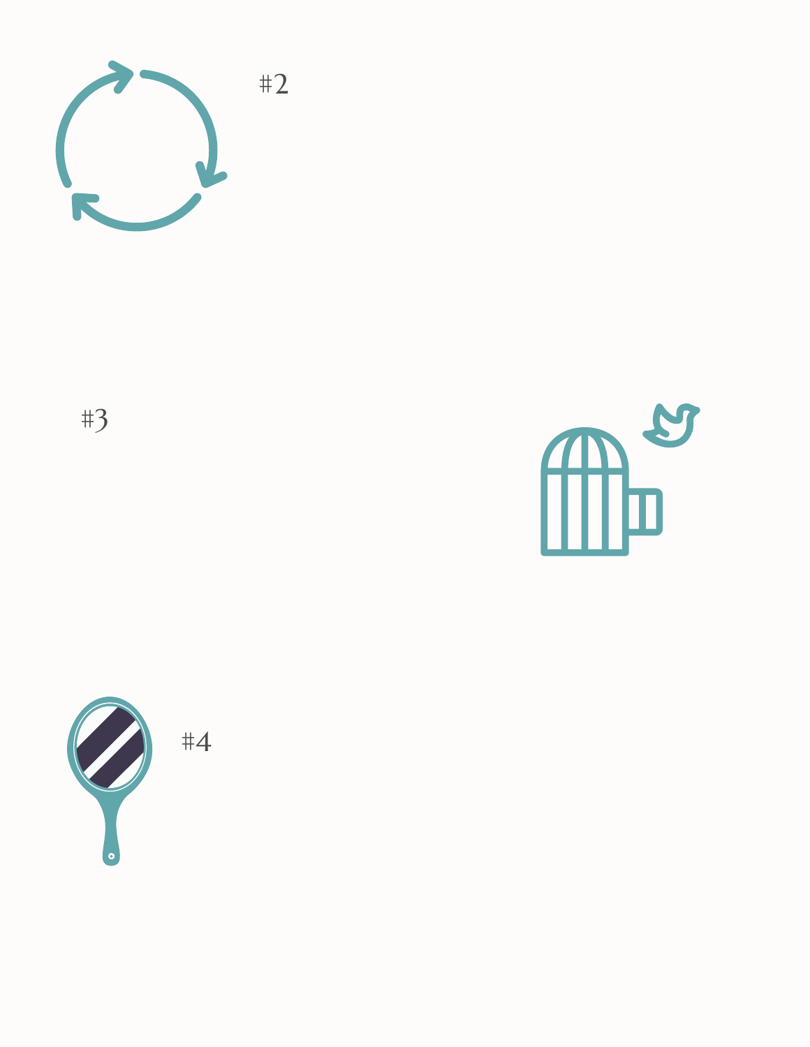#2

#3

#4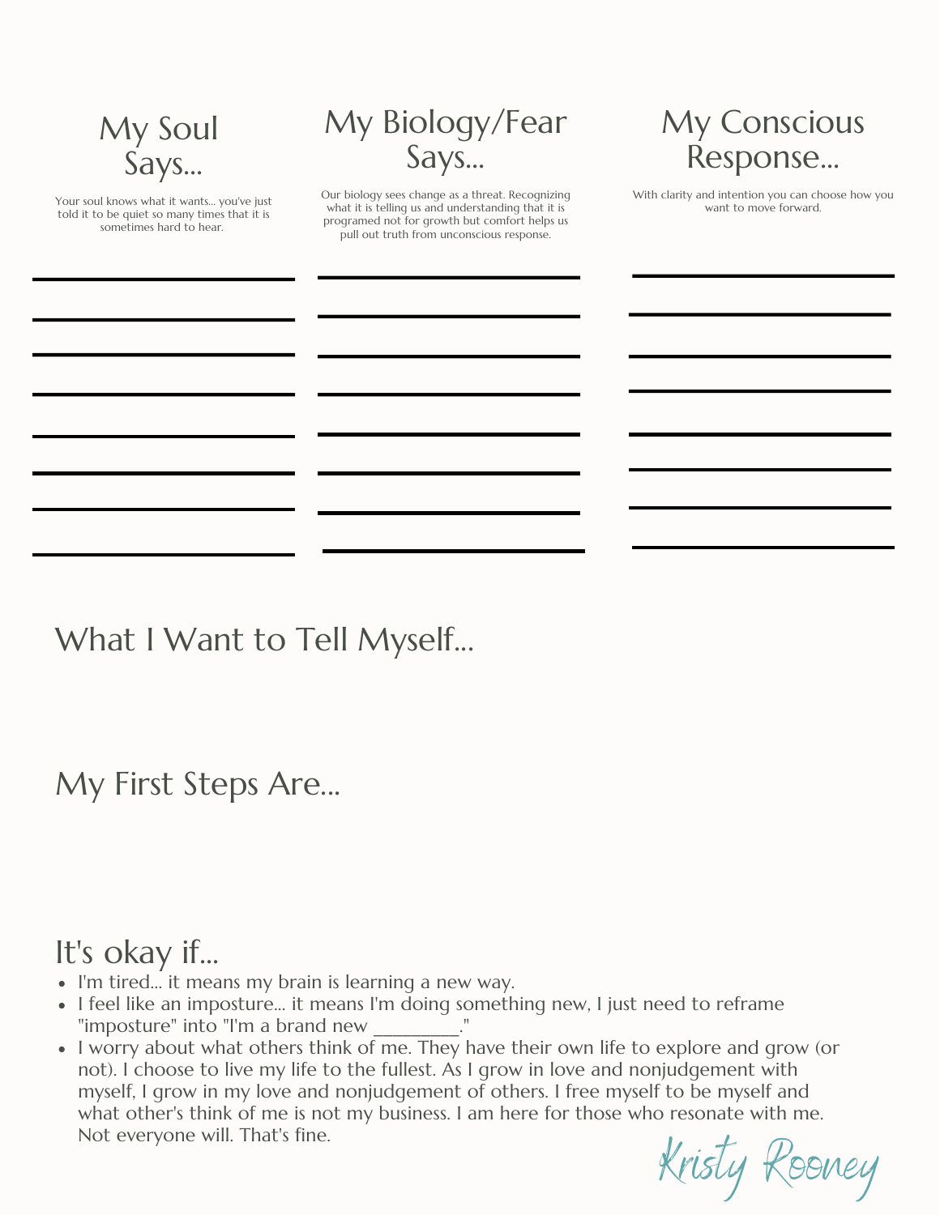## My Soul Says...

Your soul knows what it wants... you've just told it to be quiet so many times that it is sometimes hard to hear.

## My Biology/Fear Says...

Our biology sees change as a threat. Recognizing what it is telling us and understanding that it is programed not for growth but comfort helps us pull out truth from unconscious response.

## My Conscious Response...

With clarity and intention you can choose how you want to move forward.

## What I Want to Tell Myself...

## My First Steps Are...

## It's okay if...

- I'm tired... it means my brain is learning a new way.
- I feel like an imposture... it means I'm doing something new, I just need to reframe "imposture" into "I'm a brand new _________."
- I worry about what others think of me. They have their own life to explore and grow (or not). I choose to live my life to the fullest. As I grow in love and nonjudgement with myself, I grow in my love and nonjudgement of others. I free myself to be myself and what other's think of me is not my business. I am here for those who resonate with me. Not everyone will. That's fine.

Kristy Rooney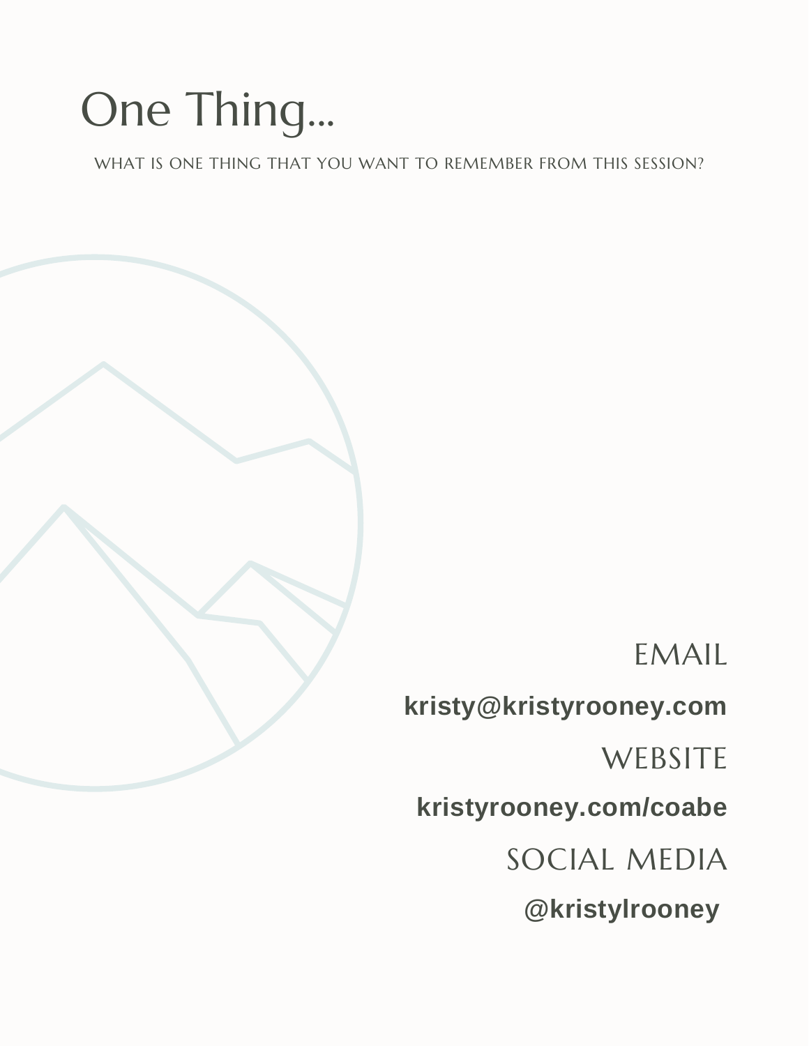# One Thing...

WHAT IS ONE THING THAT YOU WANT TO REMEMBER FROM THIS SESSION?

EMAIL

**kristy@kristyrooney.com**

WEBSITE

**kristyrooney.com/coabe**

SOCIAL MEDIA

**@kristylrooney**